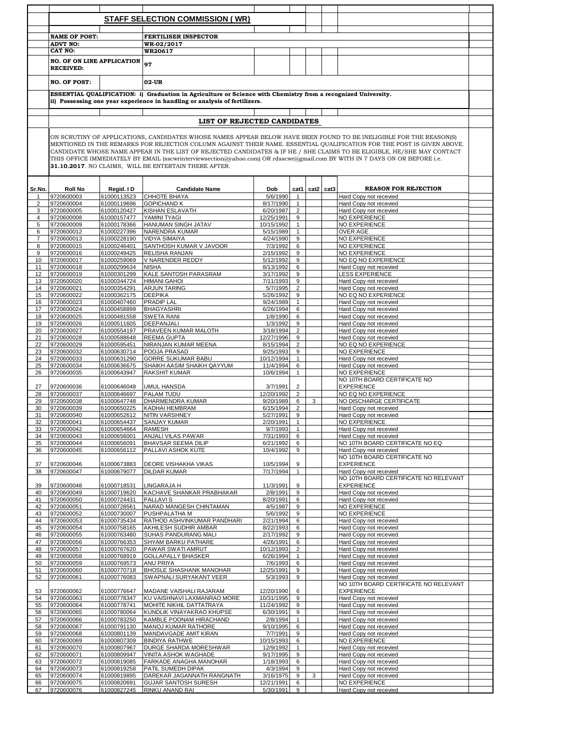# STAFF SELECTION COMMISSION ( WR)

**NAME OF POST:** FERTILISER INSPECTOR

**ADVT NO:** WR-02/2017

**CAT NO:** WR20617

**NO. OF ON LINE APPLICATION RECEIVED:** 97

**NO. OF POST:** 02-UR

**ESSENTIAL QUALIFICATION: i) Graduation in Agriculture or Science with Chemistry from a recognized University.**
**ii) Possessing one year experience in handling or analysis of fertilizers.**

## LIST OF REJECTED CANDIDATES

ON SCRUTINY OF APPLICATIONS, CANDIDATES WHOSE NAMES APPEAR BELOW HAVE BEEN FOUND TO BE INELIGIBLE FOR THE REASON(S) MENTIONED IN THE REMARKS FOR REJECTION COLUMN AGAINST THEIR NAME. ESSENTIAL QUALIFICATION FOR THE POST IS GIVEN ABOVE. CANDIDATE WHOSE NAME APPEAR IN THE LIST OF REJECTED CANDIDATES & IF HE / SHE CLAIMS TO BE ELIGIBLE, HE/SHE MAY CONTACT THIS OFFICE IMMEDIATELY BY EMAIL (sscwrinterviewsection@yahoo.com) OR rdsscwr@gmail.com BY WITH IN 7 DAYS ON OR BEFORE i.e. **31.10.2017**. NO CLAIMS, WILL BE ENTERTAIN THERE AFTER.

| Sr.No. | Roll No | Regid. I D | Candidate Name | Dob | cat1 | cat2 | cat3 | REASON FOR REJECTION |
|---|---|---|---|---|---|---|---|---|
| 1 | 9720600003 | 61000113523 | CHHOTE BHAYA | 5/6/1990 | 1 | | | Hard Copy not recevied |
| 2 | 9720600004 | 61000119696 | GOPICHAND K | 8/17/1990 | 1 | | | Hard Copy not recevied |
| 3 | 9720600005 | 61000120427 | KISHAN ESLAVATH | 6/20/1987 | 2 | | | Hard Copy not recevied |
| 4 | 9720600008 | 61000157477 | YAMINI TYAGI | 12/25/1991 | 9 | | | NO EXPERIENCE |
| 5 | 9720600009 | 61000178366 | HANUMAN SINGH JATAV | 10/15/1992 | 1 | | | NO EXPERIENCE |
| 6 | 9720600012 | 61000227396 | NARENDRA KUMAR | 5/15/1989 | 1 | | | OVER AGE |
| 7 | 9720600013 | 61000228190 | VIDYA SIMAIYA | 4/24/1990 | 9 | | | NO EXPERIENCE |
| 8 | 9720600015 | 61000246401 | SANTHOSH KUMAR V JAVOOR | 7/3/1992 | 6 | | | NO EXPERIENCE |
| 9 | 9720600016 | 61000249425 | RELISHA RANJAN | 2/15/1992 | 9 | | | NO EXPERIENCE |
| 10 | 9720600017 | 61000259069 | V NARENDER REDDY | 5/12/1992 | 9 | | | NO EQ NO EXPERIENCE |
| 11 | 9720600018 | 61000299634 | NISHA | 8/13/1992 | 6 | | | Hard Copy not recevied |
| 12 | 9720600019 | 61000301299 | KALE SANTOSH PARASRAM | 3/17/1992 | 9 | | | LESS EXPERIENCE |
| 13 | 9720600020 | 61000344724 | HIMANI GAHOI | 7/11/1993 | 9 | | | Hard Copy not recevied |
| 14 | 9720600021 | 61000354291 | ARJUN TARING | 5/7/1995 | 2 | | | Hard Copy not recevied |
| 15 | 9720600022 | 61000362175 | DEEPIKA | 5/26/1992 | 9 | | | NO EQ NO EXPERIENCE |
| 16 | 9720600023 | 61000407460 | PRADIP LAL | 9/24/1989 | 1 | | | Hard Copy not recevied |
| 17 | 9720600024 | 61000458899 | BHAGYASHRI | 6/26/1994 | 6 | | | Hard Copy not recevied |
| 18 | 9720600025 | 61000481558 | SWETA RANI | 1/8/1990 | 6 | | | Hard Copy not recevied |
| 19 | 9720600026 | 61000511605 | DEEPANJALI | 1/3/1992 | 9 | | | Hard Copy not recevied |
| 20 | 9720600027 | 61000554197 | PRAVEEN KUMAR MALOTH | 3/18/1994 | 2 | | | Hard Copy not recevied |
| 21 | 9720600028 | 61000588648 | REEMA GUPTA | 12/27/1996 | 9 | | | Hard Copy not recevied |
| 22 | 9720600029 | 61000595451 | NIRANJAN KUMAR MEENA | 8/15/1994 | 2 | | | NO EQ NO EXPERIENCE |
| 23 | 9720600032 | 61000630714 | POOJA PRASAD | 9/25/1993 | 9 | | | NO EXPERIENCE |
| 24 | 9720600033 | 61000631290 | GORRE SUKUMAR BABU | 10/12/1994 | 1 | | | Hard Copy not recevied |
| 25 | 9720600034 | 61000636675 | SHAIKH AASIM SHAIKH QAYYUM | 11/4/1994 | 6 | | | Hard Copy not recevied |
| 26 | 9720600035 | 61000643947 | RAKSHIT KUMAR | 10/6/1994 | 1 | | | NO EXPERIENCE |
| 27 | 9720600036 | 61000646048 | UMUL HANSDA | 3/7/1991 | 2 | | | NO 10TH BOARD CERTIFICATE NO EXPERIENCE |
| 28 | 9720600037 | 61000646697 | PALAM TUDU | 12/20/1992 | 2 | | | NO EQ NO EXPERIENCE |
| 29 | 9720600038 | 61000647748 | DHARMENDRA KUMAR | 9/20/1989 | 6 | 3 | | NO DISCHARGE CERTIFICATE |
| 30 | 9720600039 | 61000650225 | KADHAI HEMBRAM | 6/15/1994 | 2 | | | Hard Copy not recevied |
| 31 | 9720600040 | 61000652612 | NITIN VARSHNEY | 5/27/1991 | 9 | | | Hard Copy not recevied |
| 32 | 9720600041 | 61000654437 | SANJAY KUMAR | 2/20/1991 | 1 | | | NO EXPERIENCE |
| 33 | 9720600042 | 61000654664 | RAMESH | 9/7/1993 | 1 | | | Hard Copy not recevied |
| 34 | 9720600043 | 61000656001 | ANJALI VILAS PAWAR | 7/31/1993 | 6 | | | Hard Copy not recevied |
| 35 | 9720600044 | 61000656091 | BHAVSAR SEEMA DILIP | 6/21/1992 | 6 | | | NO 10TH BOARD CERTIFICATE NO EQ |
| 36 | 9720600045 | 61000656112 | PALLAVI ASHOK KUTE | 10/4/1992 | 9 | | | Hard Copy not recevied |
| 37 | 9720600046 | 61000673883 | DEORE VISHAKHA VIKAS | 10/5/1994 | 9 | | | NO 10TH BOARD CERTIFICATE NO EXPERIENCE |
| 38 | 9720600047 | 61000679077 | DILDAR KUMAR | 7/17/1994 | 1 | | | Hard Copy not recevied |
| 39 | 9720600048 | 61000718531 | LINGARAJA H | 11/3/1991 | 9 | | | NO 10TH BOARD CERTIFICATE NO RELEVANT EXPERIENCE |
| 40 | 9720600049 | 61000719620 | KACHAVE SHANKAR PRABHAKAR | 2/8/1991 | 9 | | | Hard Copy not recevied |
| 41 | 9720600050 | 61000724431 | PALLAVI S | 8/20/1991 | 6 | | | Hard Copy not recevied |
| 42 | 9720600051 | 61000728561 | NARAD MANGESH CHINTAMAN | 4/5/1987 | 9 | | | NO EXPERIENCE |
| 43 | 9720600052 | 61000730007 | PUSHPALATHA M | 5/6/1992 | 9 | | | NO EXPERIENCE |
| 44 | 9720600053 | 61000735434 | RATHOD ASHVINKUMAR PANDHARI | 2/21/1994 | 6 | | | Hard Copy not recevied |
| 45 | 9720600054 | 61000758165 | AKHILESH SUDHIR AMBAR | 8/22/1993 | 6 | | | Hard Copy not recevied |
| 46 | 9720600055 | 61000763480 | SUHAS PANDURANG MALI | 2/17/1992 | 9 | | | Hard Copy not recevied |
| 47 | 9720600056 | 61000766353 | SHYAM BARKU PATHARE | 4/26/1991 | 6 | | | Hard Copy not recevied |
| 48 | 9720600057 | 61000767620 | PAWAR SWATI AMRUT | 10/12/1993 | 2 | | | Hard Copy not recevied |
| 49 | 9720600058 | 61000768919 | GOLLAPALLY BHASKER | 6/26/1994 | 1 | | | Hard Copy not recevied |
| 50 | 9720600059 | 61000769573 | ANU PRIYA | 7/6/1993 | 6 | | | Hard Copy not recevied |
| 51 | 9720600060 | 61000770718 | BHOSLE SHASHANK MANOHAR | 12/25/1991 | 9 | | | Hard Copy not recevied |
| 52 | 9720600061 | 61000776083 | SWAPNALI SURYAKANT VEER | 5/3/1993 | 9 | | | Hard Copy not recevied |
| 53 | 9720600062 | 61000776647 | MADANE VAISHALI RAJARAM | 12/20/1990 | 6 | | | NO 10TH BOARD CERTIFICATE NO RELEVANT EXPERIENCE |
| 54 | 9720600063 | 61000778347 | KU VAISHNAVI LAXMANRAO MORE | 10/31/1995 | 9 | | | Hard Copy not recevied |
| 55 | 9720600064 | 61000778741 | MOHITE NIKHIL DATTATRAYA | 11/24/1992 | 9 | | | Hard Copy not recevied |
| 56 | 9720600065 | 61000780064 | KUNDLIK VINAYAKRAO KHUPSE | 6/30/1991 | 9 | | | Hard Copy not recevied |
| 57 | 9720600066 | 61000783250 | KAMBLE POONAM HIRACHAND | 2/8/1994 | 1 | | | Hard Copy not recevied |
| 58 | 9720600067 | 61000791130 | MANOJ KUMAR RATHORE | 9/10/1995 | 6 | | | Hard Copy not recevied |
| 59 | 9720600068 | 61000801139 | MANDAVGADE AMIT KIRAN | 7/7/1991 | 9 | | | Hard Copy not recevied |
| 60 | 9720600069 | 61000807309 | BINDIYA RATHWE | 10/15/1993 | 6 | | | NO EXPERIENCE |
| 61 | 9720600070 | 61000807967 | DURGE SHARDA MORESHWAR | 12/9/1992 | 1 | | | Hard Copy not recevied |
| 62 | 9720600071 | 61000809947 | VINITA ASHOK WAGHADE | 9/17/1995 | 9 | | | Hard Copy not recevied |
| 63 | 9720600072 | 61000819085 | FARKADE ANAGHA MANOHAR | 1/18/1993 | 6 | | | Hard Copy not recevied |
| 64 | 9720600073 | 61000819258 | PATIL SUMEDH DIPAK | 4/3/1994 | 9 | | | Hard Copy not recevied |
| 65 | 9720600074 | 61000819895 | DAREKAR JAGANNATH RANGNATH | 3/16/1975 | 9 | 3 | | Hard Copy not recevied |
| 66 | 9720600075 | 61000820691 | GUJAR SANTOSH SURESH | 12/21/1991 | 6 | | | NO EXPERIENCE |
| 67 | 9720600076 | 61000827245 | RINKU ANAND RAI | 5/30/1991 | 9 | | | Hard Copy not recevied |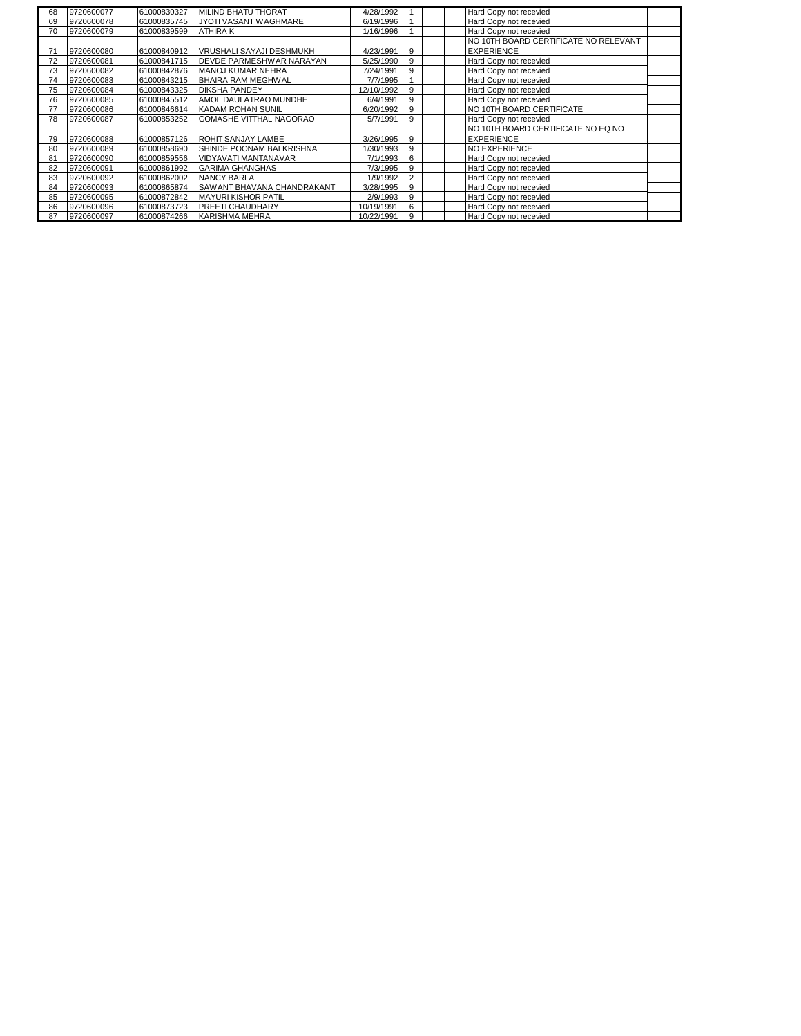| | | | | | | | | | |
|---|---|---|---|---|---|---|---|---|---|
| 68 | 9720600077 | 61000830327 | MILIND BHATU THORAT | 4/28/1992 | 1 | | | Hard Copy not recevied | |
| 69 | 9720600078 | 61000835745 | JYOTI VASANT WAGHMARE | 6/19/1996 | 1 | | | Hard Copy not recevied | |
| 70 | 9720600079 | 61000839599 | ATHIRA K | 1/16/1996 | 1 | | | Hard Copy not recevied | |
| 71 | 9720600080 | 61000840912 | VRUSHALI SAYAJI DESHMUKH | 4/23/1991 | 9 | | | NO 10TH BOARD CERTIFICATE NO RELEVANT EXPERIENCE | |
| 72 | 9720600081 | 61000841715 | DEVDE PARMESHWAR NARAYAN | 5/25/1990 | 9 | | | Hard Copy not recevied | |
| 73 | 9720600082 | 61000842876 | MANOJ KUMAR NEHRA | 7/24/1991 | 9 | | | Hard Copy not recevied | |
| 74 | 9720600083 | 61000843215 | BHAIRA RAM MEGHWAL | 7/7/1995 | 1 | | | Hard Copy not recevied | |
| 75 | 9720600084 | 61000843325 | DIKSHA PANDEY | 12/10/1992 | 9 | | | Hard Copy not recevied | |
| 76 | 9720600085 | 61000845512 | AMOL DAULATRAO MUNDHE | 6/4/1991 | 9 | | | Hard Copy not recevied | |
| 77 | 9720600086 | 61000846614 | KADAM ROHAN SUNIL | 6/20/1992 | 9 | | | NO 10TH BOARD CERTIFICATE | |
| 78 | 9720600087 | 61000853252 | GOMASHE VITTHAL NAGORAO | 5/7/1991 | 9 | | | Hard Copy not recevied | |
| 79 | 9720600088 | 61000857126 | ROHIT SANJAY LAMBE | 3/26/1995 | 9 | | | NO 10TH BOARD CERTIFICATE NO EQ NO EXPERIENCE | |
| 80 | 9720600089 | 61000858690 | SHINDE POONAM BALKRISHNA | 1/30/1993 | 9 | | | NO EXPERIENCE | |
| 81 | 9720600090 | 61000859556 | VIDYAVATI MANTANAVAR | 7/1/1993 | 6 | | | Hard Copy not recevied | |
| 82 | 9720600091 | 61000861992 | GARIMA GHANGHAS | 7/3/1995 | 9 | | | Hard Copy not recevied | |
| 83 | 9720600092 | 61000862002 | NANCY BARLA | 1/9/1992 | 2 | | | Hard Copy not recevied | |
| 84 | 9720600093 | 61000865874 | SAWANT BHAVANA CHANDRAKANT | 3/28/1995 | 9 | | | Hard Copy not recevied | |
| 85 | 9720600095 | 61000872842 | MAYURI KISHOR PATIL | 2/9/1993 | 9 | | | Hard Copy not recevied | |
| 86 | 9720600096 | 61000873723 | PREETI CHAUDHARY | 10/19/1991 | 6 | | | Hard Copy not recevied | |
| 87 | 9720600097 | 61000874266 | KARISHMA MEHRA | 10/22/1991 | 9 | | | Hard Copy not recevied | |